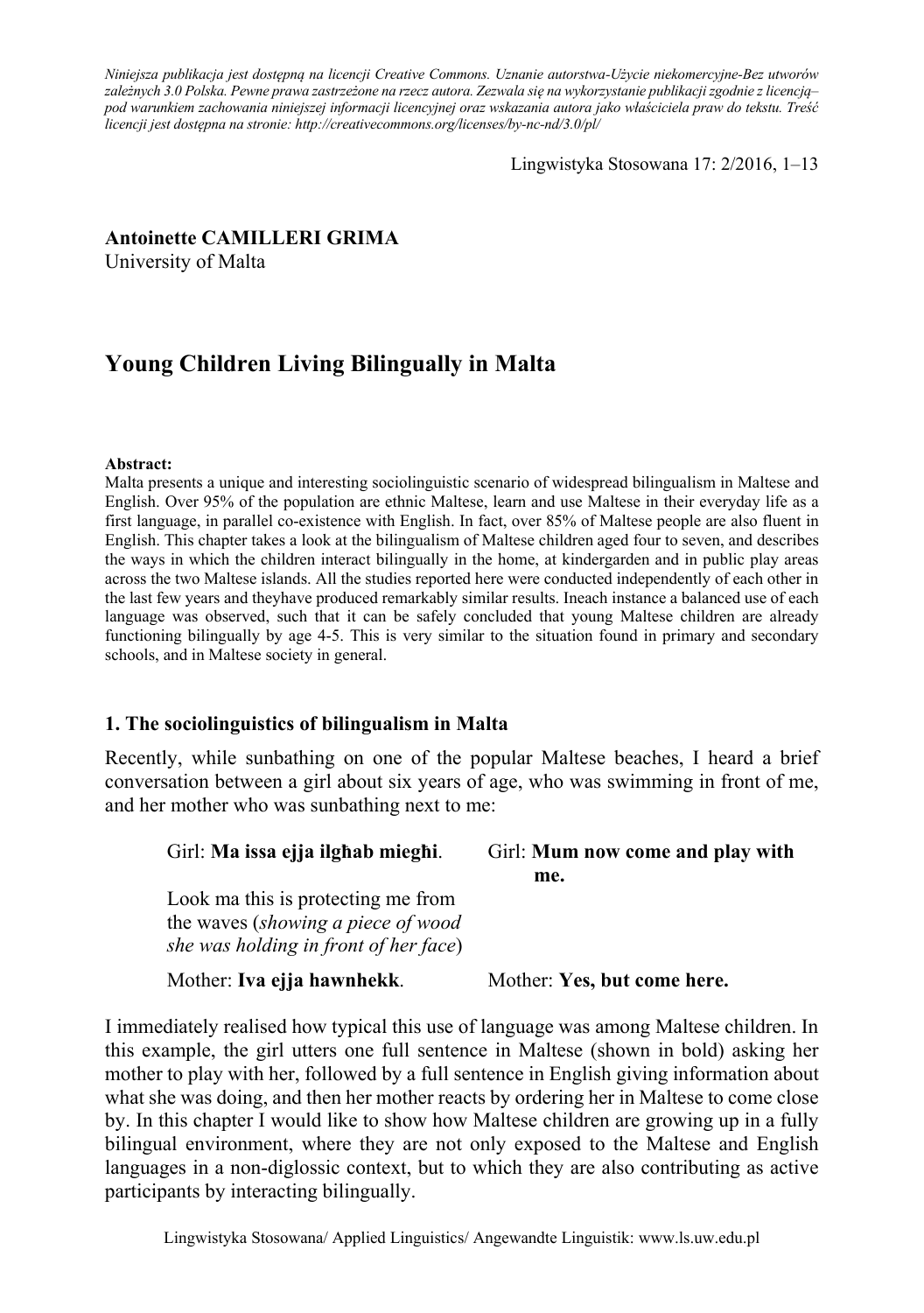*Niniejsza publikacja jest dostępną na licencji Creative Commons. Uznanie autorstwa-Użycie niekomercyjne-Bez utworów zależnych 3.0 Polska. Pewne prawa zastrzeżone na rzecz autora. Zezwala się na wykorzystanie publikacji zgodnie z licencją– pod warunkiem zachowania niniejszej informacji licencyjnej oraz wskazania autora jako właściciela praw do tekstu. Treść licencji jest dostępna na stronie: http://creativecommons.org/licenses/by-nc-nd/3.0/pl/*

Lingwistyka Stosowana 17: 2/2016, 1–13

**Antoinette CAMILLERI GRIMA**
University of Malta

# Young Children Living Bilingually in Malta

**Abstract:**
Malta presents a unique and interesting sociolinguistic scenario of widespread bilingualism in Maltese and English. Over 95% of the population are ethnic Maltese, learn and use Maltese in their everyday life as a first language, in parallel co-existence with English. In fact, over 85% of Maltese people are also fluent in English. This chapter takes a look at the bilingualism of Maltese children aged four to seven, and describes the ways in which the children interact bilingually in the home, at kindergarden and in public play areas across the two Maltese islands. All the studies reported here were conducted independently of each other in the last few years and theyhave produced remarkably similar results. Ineach instance a balanced use of each language was observed, such that it can be safely concluded that young Maltese children are already functioning bilingually by age 4-5. This is very similar to the situation found in primary and secondary schools, and in Maltese society in general.

## 1. The sociolinguistics of bilingualism in Malta

Recently, while sunbathing on one of the popular Maltese beaches, I heard a brief conversation between a girl about six years of age, who was swimming in front of me, and her mother who was sunbathing next to me:

| | |
|---|---|
| Girl: **Ma issa ejja ilgħab miegħi**. | Girl: **Mum now come and play with me.** |
| Look ma this is protecting me from the waves (*showing a piece of wood she was holding in front of her face*) | |
| Mother: **Iva ejja hawnhekk**. | Mother: **Yes, but come here.** |

I immediately realised how typical this use of language was among Maltese children. In this example, the girl utters one full sentence in Maltese (shown in bold) asking her mother to play with her, followed by a full sentence in English giving information about what she was doing, and then her mother reacts by ordering her in Maltese to come close by. In this chapter I would like to show how Maltese children are growing up in a fully bilingual environment, where they are not only exposed to the Maltese and English languages in a non-diglossic context, but to which they are also contributing as active participants by interacting bilingually.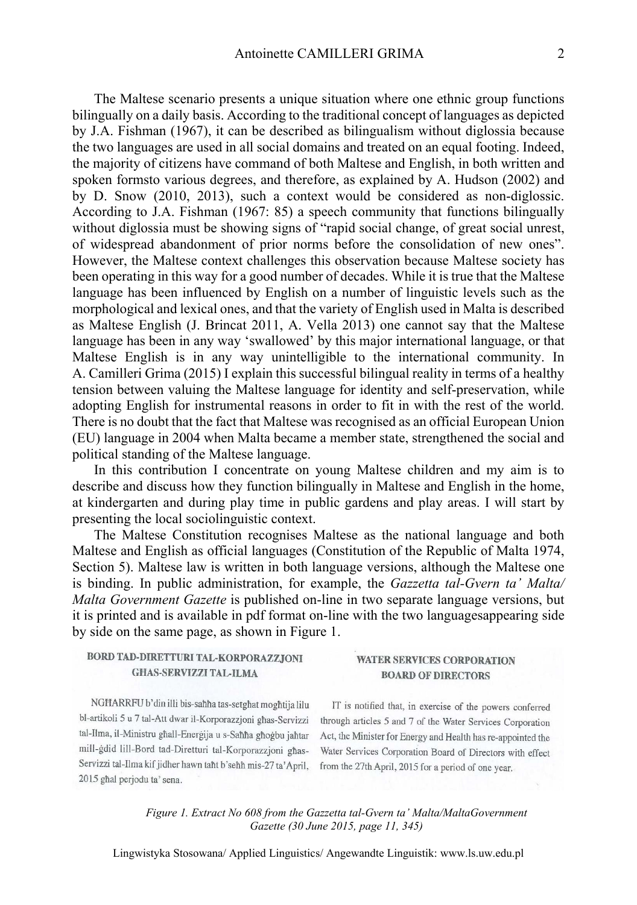The Maltese scenario presents a unique situation where one ethnic group functions bilingually on a daily basis. According to the traditional concept of languages as depicted by J.A. Fishman (1967), it can be described as bilingualism without diglossia because the two languages are used in all social domains and treated on an equal footing. Indeed, the majority of citizens have command of both Maltese and English, in both written and spoken formsto various degrees, and therefore, as explained by A. Hudson (2002) and by D. Snow (2010, 2013), such a context would be considered as non-diglossic. According to J.A. Fishman (1967: 85) a speech community that functions bilingually without diglossia must be showing signs of "rapid social change, of great social unrest, of widespread abandonment of prior norms before the consolidation of new ones". However, the Maltese context challenges this observation because Maltese society has been operating in this way for a good number of decades. While it is true that the Maltese language has been influenced by English on a number of linguistic levels such as the morphological and lexical ones, and that the variety of English used in Malta is described as Maltese English (J. Brincat 2011, A. Vella 2013) one cannot say that the Maltese language has been in any way 'swallowed' by this major international language, or that Maltese English is in any way unintelligible to the international community. In A. Camilleri Grima (2015) I explain this successful bilingual reality in terms of a healthy tension between valuing the Maltese language for identity and self-preservation, while adopting English for instrumental reasons in order to fit in with the rest of the world. There is no doubt that the fact that Maltese was recognised as an official European Union (EU) language in 2004 when Malta became a member state, strengthened the social and political standing of the Maltese language.

In this contribution I concentrate on young Maltese children and my aim is to describe and discuss how they function bilingually in Maltese and English in the home, at kindergarten and during play time in public gardens and play areas. I will start by presenting the local sociolinguistic context.

The Maltese Constitution recognises Maltese as the national language and both Maltese and English as official languages (Constitution of the Republic of Malta 1974, Section 5). Maltese law is written in both language versions, although the Maltese one is binding. In public administration, for example, the *Gazzetta tal-Gvern ta' Malta/ Malta Government Gazette* is published on-line in two separate language versions, but it is printed and is available in pdf format on-line with the two languagesappearing side by side on the same page, as shown in Figure 1.

| BORD TAD-DIRETTURI TAL-KORPORAZZJONI GĦAS-SERVIZZI TAL-ILMA | WATER SERVICES CORPORATION BOARD OF DIRECTORS |
|---|---|
| NGĦARRFU b'din illi bis-saħħa tas-setgħat mogħtija lilu bl-artikoli 5 u 7 tal-Att dwar il-Korporazzjoni għas-Servizzi tal-Ilma, il-Ministru għall-Enerġija u s-Saħħa għoġbu jaħtar mill-ġdid lill-Bord tad-Diretturi tal-Korporazzjoni għas-Servizzi tal-Ilma kif jidher hawn taħt b'seħħ mis-27 ta'April, 2015 għal perjodu ta' sena. | IT is notified that, in exercise of the powers conferred through articles 5 and 7 of the Water Services Corporation Act, the Minister for Energy and Health has re-appointed the Water Services Corporation Board of Directors with effect from the 27th April, 2015 for a period of one year. |

*Figure 1. Extract No 608 from the Gazzetta tal-Gvern ta' Malta/MaltaGovernment Gazette (30 June 2015, page 11, 345)*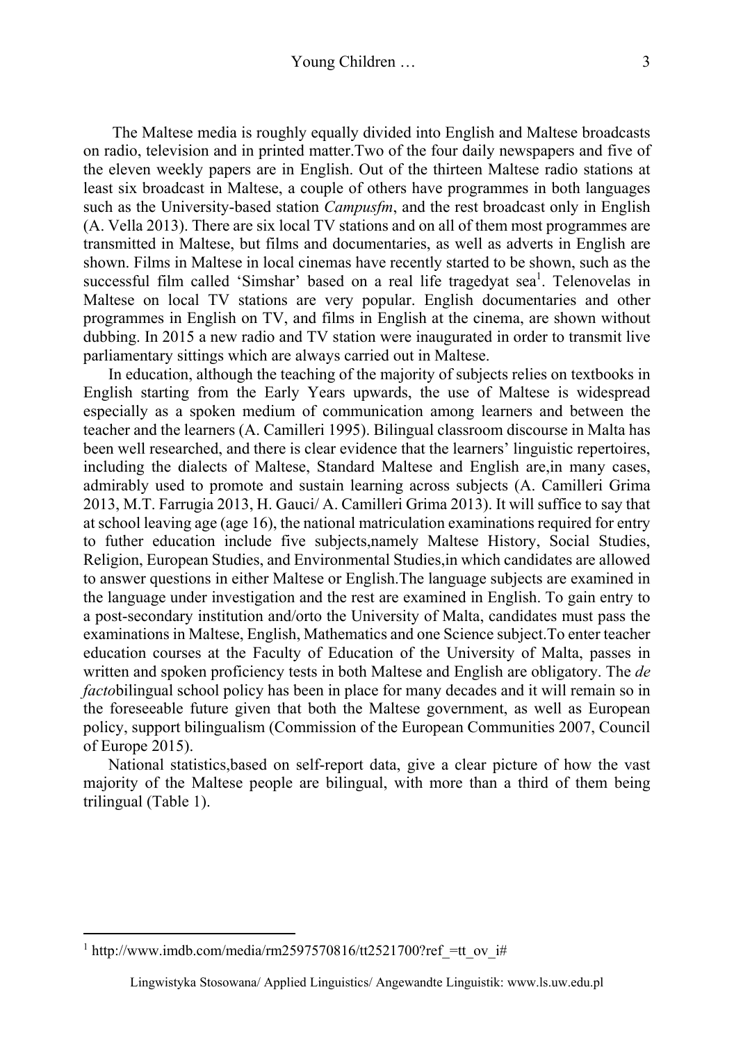The Maltese media is roughly equally divided into English and Maltese broadcasts on radio, television and in printed matter.Two of the four daily newspapers and five of the eleven weekly papers are in English. Out of the thirteen Maltese radio stations at least six broadcast in Maltese, a couple of others have programmes in both languages such as the University-based station *Campusfm*, and the rest broadcast only in English (A. Vella 2013). There are six local TV stations and on all of them most programmes are transmitted in Maltese, but films and documentaries, as well as adverts in English are shown. Films in Maltese in local cinemas have recently started to be shown, such as the successful film called 'Simshar' based on a real life tragedyat sea[1]. Telenovelas in Maltese on local TV stations are very popular. English documentaries and other programmes in English on TV, and films in English at the cinema, are shown without dubbing. In 2015 a new radio and TV station were inaugurated in order to transmit live parliamentary sittings which are always carried out in Maltese.

In education, although the teaching of the majority of subjects relies on textbooks in English starting from the Early Years upwards, the use of Maltese is widespread especially as a spoken medium of communication among learners and between the teacher and the learners (A. Camilleri 1995). Bilingual classroom discourse in Malta has been well researched, and there is clear evidence that the learners' linguistic repertoires, including the dialects of Maltese, Standard Maltese and English are,in many cases, admirably used to promote and sustain learning across subjects (A. Camilleri Grima 2013, M.T. Farrugia 2013, H. Gauci/ A. Camilleri Grima 2013). It will suffice to say that at school leaving age (age 16), the national matriculation examinations required for entry to futher education include five subjects,namely Maltese History, Social Studies, Religion, European Studies, and Environmental Studies,in which candidates are allowed to answer questions in either Maltese or English.The language subjects are examined in the language under investigation and the rest are examined in English. To gain entry to a post-secondary institution and/orto the University of Malta, candidates must pass the examinations in Maltese, English, Mathematics and one Science subject.To enter teacher education courses at the Faculty of Education of the University of Malta, passes in written and spoken proficiency tests in both Maltese and English are obligatory. The *de facto*bilingual school policy has been in place for many decades and it will remain so in the foreseeable future given that both the Maltese government, as well as European policy, support bilingualism (Commission of the European Communities 2007, Council of Europe 2015).

National statistics,based on self-report data, give a clear picture of how the vast majority of the Maltese people are bilingual, with more than a third of them being trilingual (Table 1).

[1] http://www.imdb.com/media/rm2597570816/tt2521700?ref_=tt_ov_i#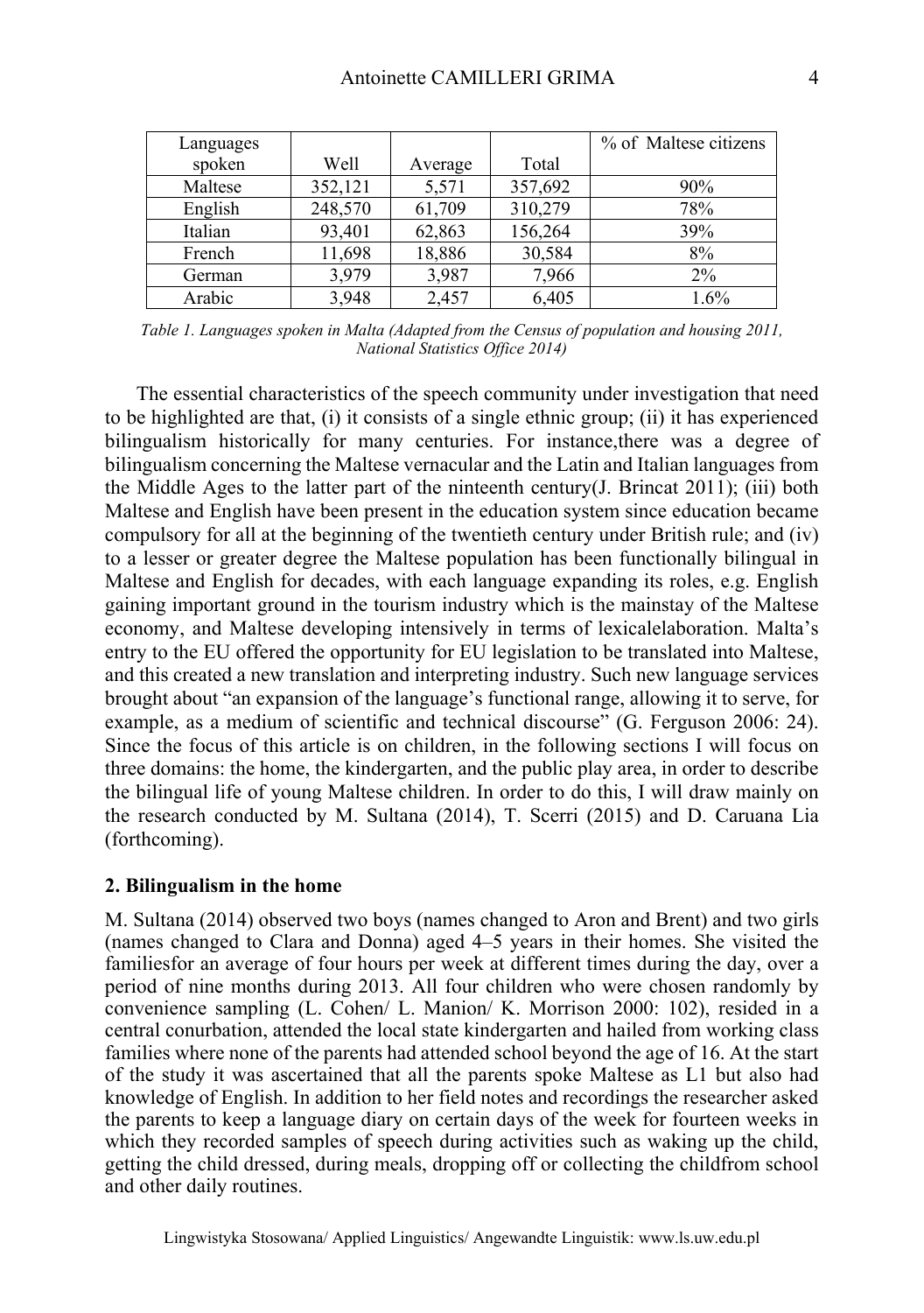| Languages spoken | Well | Average | Total | % of Maltese citizens |
|---|---|---|---|---|
| Maltese | 352,121 | 5,571 | 357,692 | 90% |
| English | 248,570 | 61,709 | 310,279 | 78% |
| Italian | 93,401 | 62,863 | 156,264 | 39% |
| French | 11,698 | 18,886 | 30,584 | 8% |
| German | 3,979 | 3,987 | 7,966 | 2% |
| Arabic | 3,948 | 2,457 | 6,405 | 1.6% |

*Table 1. Languages spoken in Malta (Adapted from the Census of population and housing 2011, National Statistics Office 2014)*

The essential characteristics of the speech community under investigation that need to be highlighted are that, (i) it consists of a single ethnic group; (ii) it has experienced bilingualism historically for many centuries. For instance,there was a degree of bilingualism concerning the Maltese vernacular and the Latin and Italian languages from the Middle Ages to the latter part of the ninteenth century(J. Brincat 2011); (iii) both Maltese and English have been present in the education system since education became compulsory for all at the beginning of the twentieth century under British rule; and (iv) to a lesser or greater degree the Maltese population has been functionally bilingual in Maltese and English for decades, with each language expanding its roles, e.g. English gaining important ground in the tourism industry which is the mainstay of the Maltese economy, and Maltese developing intensively in terms of lexicalelaboration. Malta's entry to the EU offered the opportunity for EU legislation to be translated into Maltese, and this created a new translation and interpreting industry. Such new language services brought about "an expansion of the language's functional range, allowing it to serve, for example, as a medium of scientific and technical discourse" (G. Ferguson 2006: 24). Since the focus of this article is on children, in the following sections I will focus on three domains: the home, the kindergarten, and the public play area, in order to describe the bilingual life of young Maltese children. In order to do this, I will draw mainly on the research conducted by M. Sultana (2014), T. Scerri (2015) and D. Caruana Lia (forthcoming).

## 2. Bilingualism in the home

M. Sultana (2014) observed two boys (names changed to Aron and Brent) and two girls (names changed to Clara and Donna) aged 4–5 years in their homes. She visited the familiesfor an average of four hours per week at different times during the day, over a period of nine months during 2013. All four children who were chosen randomly by convenience sampling (L. Cohen/ L. Manion/ K. Morrison 2000: 102), resided in a central conurbation, attended the local state kindergarten and hailed from working class families where none of the parents had attended school beyond the age of 16. At the start of the study it was ascertained that all the parents spoke Maltese as L1 but also had knowledge of English. In addition to her field notes and recordings the researcher asked the parents to keep a language diary on certain days of the week for fourteen weeks in which they recorded samples of speech during activities such as waking up the child, getting the child dressed, during meals, dropping off or collecting the childfrom school and other daily routines.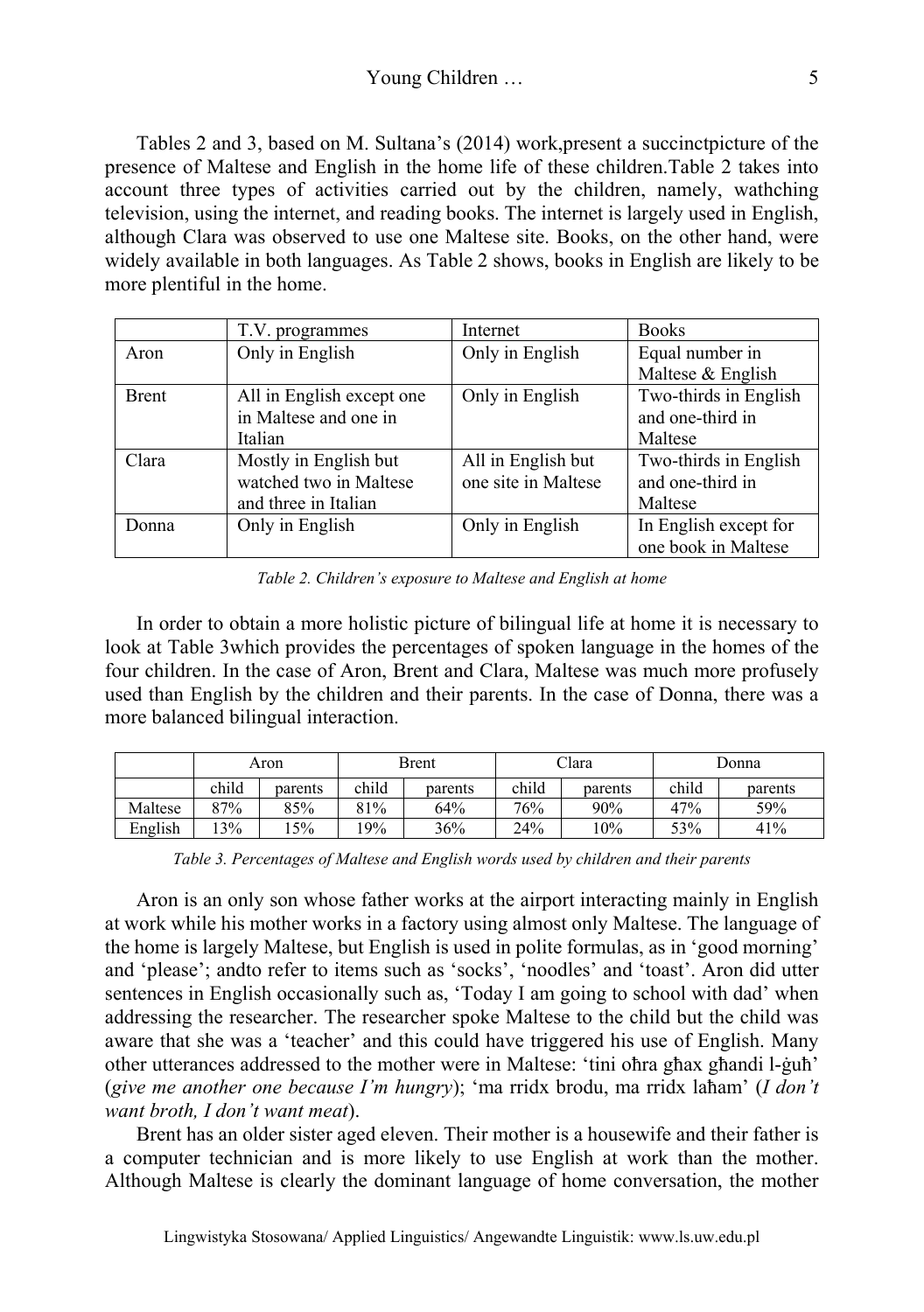Tables 2 and 3, based on M. Sultana's (2014) work,present a succinctpicture of the presence of Maltese and English in the home life of these children.Table 2 takes into account three types of activities carried out by the children, namely, wathching television, using the internet, and reading books. The internet is largely used in English, although Clara was observed to use one Maltese site. Books, on the other hand, were widely available in both languages. As Table 2 shows, books in English are likely to be more plentiful in the home.

| | T.V. programmes | Internet | Books |
|---|---|---|---|
| Aron | Only in English | Only in English | Equal number in Maltese & English |
| Brent | All in English except one in Maltese and one in Italian | Only in English | Two-thirds in English and one-third in Maltese |
| Clara | Mostly in English but watched two in Maltese and three in Italian | All in English but one site in Maltese | Two-thirds in English and one-third in Maltese |
| Donna | Only in English | Only in English | In English except for one book in Maltese |

*Table 2. Children's exposure to Maltese and English at home*

In order to obtain a more holistic picture of bilingual life at home it is necessary to look at Table 3which provides the percentages of spoken language in the homes of the four children. In the case of Aron, Brent and Clara, Maltese was much more profusely used than English by the children and their parents. In the case of Donna, there was a more balanced bilingual interaction.

| | Aron | | Brent | | Clara | | Donna | |
|---|---|---|---|---|---|---|---|---|
| | child | parents | child | parents | child | parents | child | parents |
| Maltese | 87% | 85% | 81% | 64% | 76% | 90% | 47% | 59% |
| English | 13% | 15% | 19% | 36% | 24% | 10% | 53% | 41% |

*Table 3. Percentages of Maltese and English words used by children and their parents*

Aron is an only son whose father works at the airport interacting mainly in English at work while his mother works in a factory using almost only Maltese. The language of the home is largely Maltese, but English is used in polite formulas, as in 'good morning' and 'please'; andto refer to items such as 'socks', 'noodles' and 'toast'. Aron did utter sentences in English occasionally such as, 'Today I am going to school with dad' when addressing the researcher. The researcher spoke Maltese to the child but the child was aware that she was a 'teacher' and this could have triggered his use of English. Many other utterances addressed to the mother were in Maltese: 'tini oħra għax għandi l-ġuħ' (*give me another one because I'm hungry*); 'ma rridx brodu, ma rridx laħam' (*I don't want broth, I don't want meat*).

Brent has an older sister aged eleven. Their mother is a housewife and their father is a computer technician and is more likely to use English at work than the mother. Although Maltese is clearly the dominant language of home conversation, the mother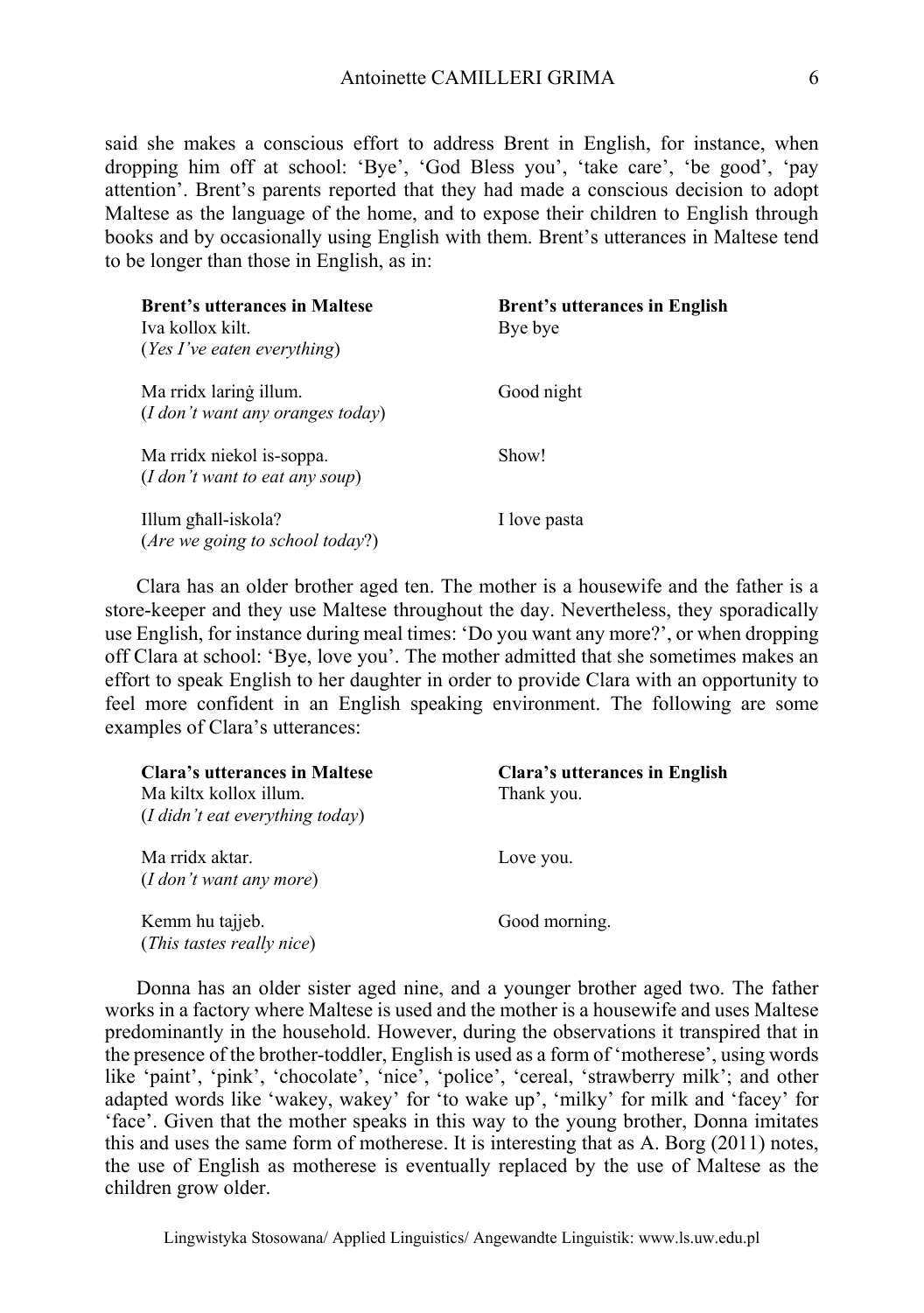said she makes a conscious effort to address Brent in English, for instance, when dropping him off at school: 'Bye', 'God Bless you', 'take care', 'be good', 'pay attention'. Brent's parents reported that they had made a conscious decision to adopt Maltese as the language of the home, and to expose their children to English through books and by occasionally using English with them. Brent's utterances in Maltese tend to be longer than those in English, as in:

| **Brent's utterances in Maltese** | **Brent's utterances in English** |
|---|---|
| Iva kollox kilt. (*Yes I've eaten everything*) | Bye bye |
| Ma rridx larinġ illum. (*I don't want any oranges today*) | Good night |
| Ma rridx niekol is-soppa. (*I don't want to eat any soup*) | Show! |
| Illum għall-iskola? (*Are we going to school today*?) | I love pasta |

Clara has an older brother aged ten. The mother is a housewife and the father is a store-keeper and they use Maltese throughout the day. Nevertheless, they sporadically use English, for instance during meal times: 'Do you want any more?', or when dropping off Clara at school: 'Bye, love you'. The mother admitted that she sometimes makes an effort to speak English to her daughter in order to provide Clara with an opportunity to feel more confident in an English speaking environment. The following are some examples of Clara's utterances:

| **Clara's utterances in Maltese** | **Clara's utterances in English** |
|---|---|
| Ma kiltx kollox illum. (*I didn't eat everything today*) | Thank you. |
| Ma rridx aktar. (*I don't want any more*) | Love you. |
| Kemm hu tajjeb. (*This tastes really nice*) | Good morning. |

Donna has an older sister aged nine, and a younger brother aged two. The father works in a factory where Maltese is used and the mother is a housewife and uses Maltese predominantly in the household. However, during the observations it transpired that in the presence of the brother-toddler, English is used as a form of 'motherese', using words like 'paint', 'pink', 'chocolate', 'nice', 'police', 'cereal, 'strawberry milk'; and other adapted words like 'wakey, wakey' for 'to wake up', 'milky' for milk and 'facey' for 'face'. Given that the mother speaks in this way to the young brother, Donna imitates this and uses the same form of motherese. It is interesting that as A. Borg (2011) notes, the use of English as motherese is eventually replaced by the use of Maltese as the children grow older.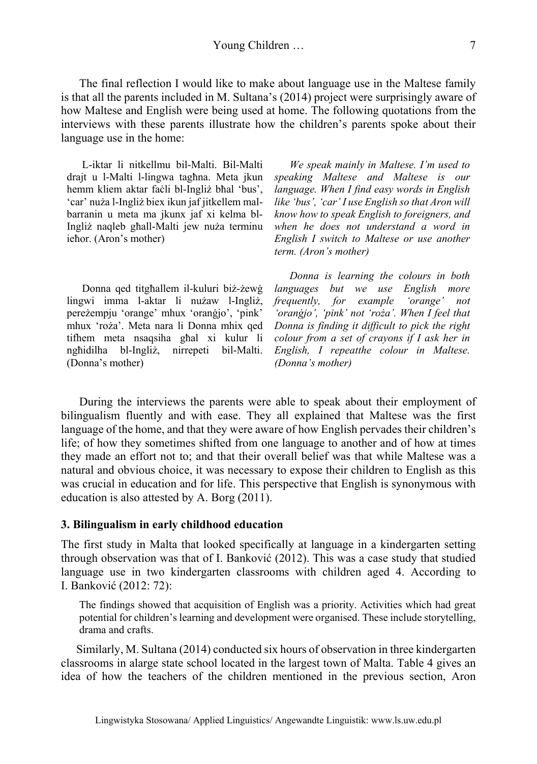The final reflection I would like to make about language use in the Maltese family is that all the parents included in M. Sultana's (2014) project were surprisingly aware of how Maltese and English were being used at home. The following quotations from the interviews with these parents illustrate how the children's parents spoke about their language use in the home:

| | |
|---|---|
| L-iktar li nitkellmu bil-Malti. Bil-Malti drajt u l-Malti l-lingwa tagħna. Meta jkun hemm kliem aktar faċli bl-Ingliż bħal 'bus', 'car' nuża l-Ingliż biex ikun jaf jitkellem mal-barranin u meta ma jkunx jaf xi kelma bl-Ingliż naqleb għall-Malti jew nuża terminu ieħor. (Aron's mother) | *We speak mainly in Maltese. I'm used to speaking Maltese and Maltese is our language. When I find easy words in English like 'bus', 'car' I use English so that Aron will know how to speak English to foreigners, and when he does not understand a word in English I switch to Maltese or use another term. (Aron's mother)* |
| Donna qed titgħallem il-kuluri biż-żewġ lingwi imma l-aktar li nużaw l-Ingliż, pereżempju 'orange' mhux 'oranġjo', 'pink' mhux 'roża'. Meta nara li Donna mhix qed tifhem meta nsaqsiha għal xi kulur li ngħidilha bl-Ingliż, nirrepeti bil-Malti. (Donna's mother) | *Donna is learning the colours in both languages but we use English more frequently, for example 'orange' not 'oranġjo', 'pink' not 'roża'. When I feel that Donna is finding it difficult to pick the right colour from a set of crayons if I ask her in English, I repeatthe colour in Maltese. (Donna's mother)* |

During the interviews the parents were able to speak about their employment of bilingualism fluently and with ease. They all explained that Maltese was the first language of the home, and that they were aware of how English pervades their children's life; of how they sometimes shifted from one language to another and of how at times they made an effort not to; and that their overall belief was that while Maltese was a natural and obvious choice, it was necessary to expose their children to English as this was crucial in education and for life. This perspective that English is synonymous with education is also attested by A. Borg (2011).

### 3. Bilingualism in early childhood education

The first study in Malta that looked specifically at language in a kindergarten setting through observation was that of I. Banković (2012). This was a case study that studied language use in two kindergarten classrooms with children aged 4. According to I. Banković (2012: 72):

> The findings showed that acquisition of English was a priority. Activities which had great potential for children's learning and development were organised. These include storytelling, drama and crafts.

Similarly, M. Sultana (2014) conducted six hours of observation in three kindergarten classrooms in alarge state school located in the largest town of Malta. Table 4 gives an idea of how the teachers of the children mentioned in the previous section, Aron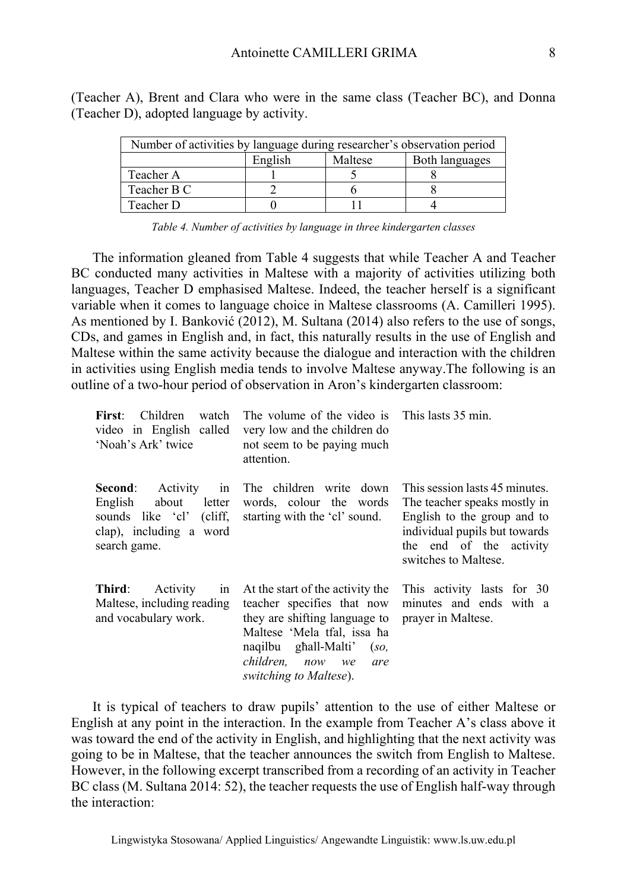(Teacher A), Brent and Clara who were in the same class (Teacher BC), and Donna (Teacher D), adopted language by activity.

| Number of activities by language during researcher's observation period | | | |
|---|---|---|---|
| | English | Maltese | Both languages |
| Teacher A | 1 | 5 | 8 |
| Teacher B C | 2 | 6 | 8 |
| Teacher D | 0 | 11 | 4 |

*Table 4. Number of activities by language in three kindergarten classes*

The information gleaned from Table 4 suggests that while Teacher A and Teacher BC conducted many activities in Maltese with a majority of activities utilizing both languages, Teacher D emphasised Maltese. Indeed, the teacher herself is a significant variable when it comes to language choice in Maltese classrooms (A. Camilleri 1995). As mentioned by I. Banković (2012), M. Sultana (2014) also refers to the use of songs, CDs, and games in English and, in fact, this naturally results in the use of English and Maltese within the same activity because the dialogue and interaction with the children in activities using English media tends to involve Maltese anyway.The following is an outline of a two-hour period of observation in Aron's kindergarten classroom:

| | | |
|---|---|---|
| **First**: Children watch video in English called 'Noah's Ark' twice | The volume of the video is very low and the children do not seem to be paying much attention. | This lasts 35 min. |
| **Second**: Activity in English about letter sounds like 'cl' (cliff, clap), including a word search game. | The children write down words, colour the words starting with the 'cl' sound. | This session lasts 45 minutes. The teacher speaks mostly in English to the group and to individual pupils but towards the end of the activity switches to Maltese. |
| **Third**: Activity in Maltese, including reading and vocabulary work. | At the start of the activity the teacher specifies that now they are shifting language to Maltese 'Mela tfal, issa ħa naqilbu għall-Malti' (*so, children, now we are switching to Maltese*). | This activity lasts for 30 minutes and ends with a prayer in Maltese. |

It is typical of teachers to draw pupils' attention to the use of either Maltese or English at any point in the interaction. In the example from Teacher A's class above it was toward the end of the activity in English, and highlighting that the next activity was going to be in Maltese, that the teacher announces the switch from English to Maltese. However, in the following excerpt transcribed from a recording of an activity in Teacher BC class (M. Sultana 2014: 52), the teacher requests the use of English half-way through the interaction: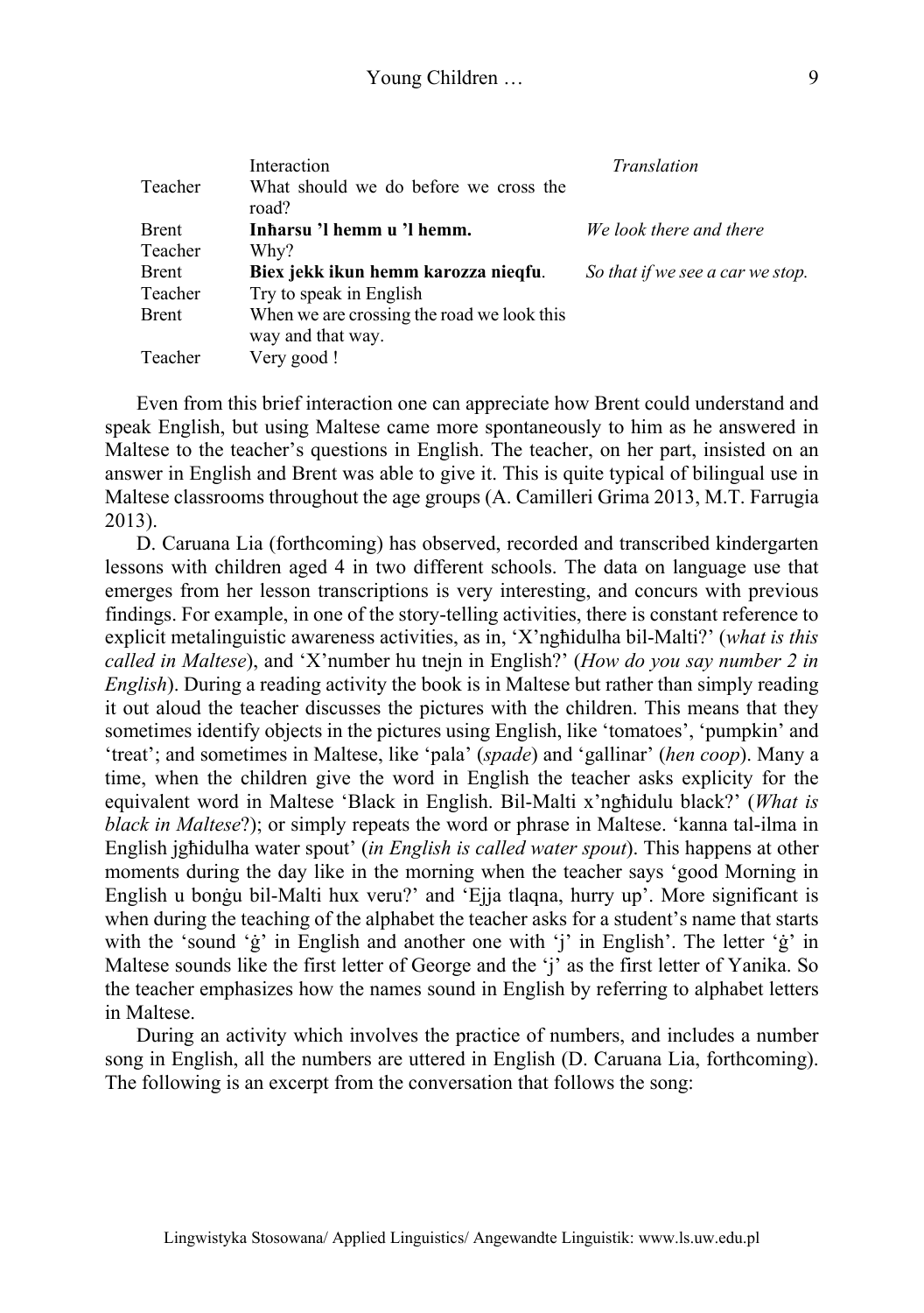| | Interaction | *Translation* |
|---|---|---|
| Teacher | What should we do before we cross the road? | |
| Brent | **Inħarsu 'l hemm u 'l hemm.** | *We look there and there* |
| Teacher | Why? | |
| Brent | **Biex jekk ikun hemm karozza nieqfu**. | *So that if we see a car we stop.* |
| Teacher | Try to speak in English | |
| Brent | When we are crossing the road we look this way and that way. | |
| Teacher | Very good ! | |

Even from this brief interaction one can appreciate how Brent could understand and speak English, but using Maltese came more spontaneously to him as he answered in Maltese to the teacher's questions in English. The teacher, on her part, insisted on an answer in English and Brent was able to give it. This is quite typical of bilingual use in Maltese classrooms throughout the age groups (A. Camilleri Grima 2013, M.T. Farrugia 2013).

D. Caruana Lia (forthcoming) has observed, recorded and transcribed kindergarten lessons with children aged 4 in two different schools. The data on language use that emerges from her lesson transcriptions is very interesting, and concurs with previous findings. For example, in one of the story-telling activities, there is constant reference to explicit metalinguistic awareness activities, as in, 'X'ngħidulha bil-Malti?' (*what is this called in Maltese*), and 'X'number hu tnejn in English?' (*How do you say number 2 in English*). During a reading activity the book is in Maltese but rather than simply reading it out aloud the teacher discusses the pictures with the children. This means that they sometimes identify objects in the pictures using English, like 'tomatoes', 'pumpkin' and 'treat'; and sometimes in Maltese, like 'pala' (*spade*) and 'gallinar' (*hen coop*). Many a time, when the children give the word in English the teacher asks explicity for the equivalent word in Maltese 'Black in English. Bil-Malti x'ngħidulu black?' (*What is black in Maltese*?); or simply repeats the word or phrase in Maltese. 'kanna tal-ilma in English jgħidulha water spout' (*in English is called water spout*). This happens at other moments during the day like in the morning when the teacher says 'good Morning in English u bonġu bil-Malti hux veru?' and 'Ejja tlaqna, hurry up'. More significant is when during the teaching of the alphabet the teacher asks for a student's name that starts with the 'sound 'ġ' in English and another one with 'j' in English'. The letter 'ġ' in Maltese sounds like the first letter of George and the 'j' as the first letter of Yanika. So the teacher emphasizes how the names sound in English by referring to alphabet letters in Maltese.

During an activity which involves the practice of numbers, and includes a number song in English, all the numbers are uttered in English (D. Caruana Lia, forthcoming). The following is an excerpt from the conversation that follows the song: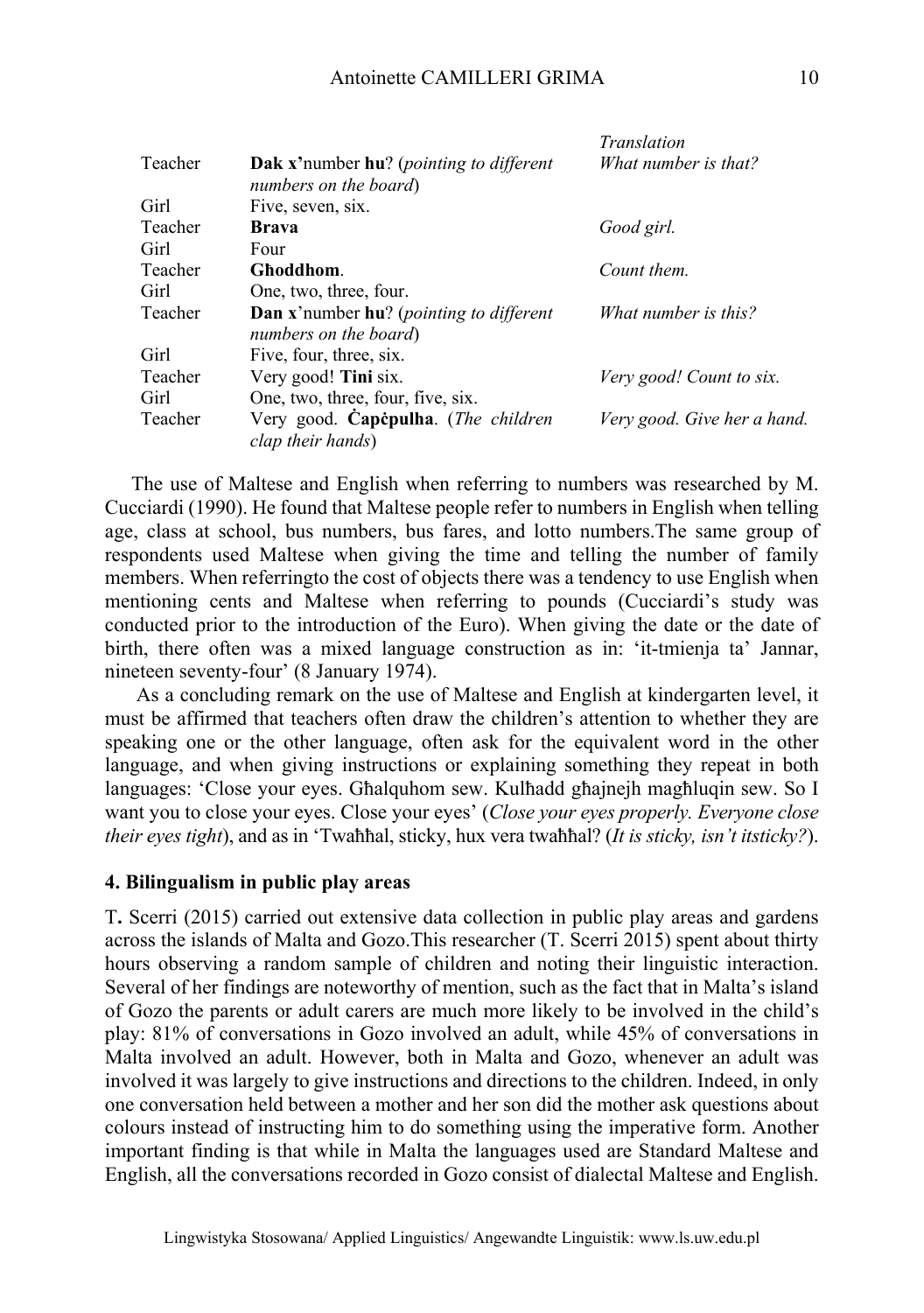| | | *Translation* |
|---|---|---|
| Teacher | **Dak x'**number **hu**? (*pointing to different numbers on the board*) | *What number is that?* |
| Girl | Five, seven, six. | |
| Teacher | **Brava** | *Good girl.* |
| Girl | Four | |
| Teacher | **Għoddhom**. | *Count them.* |
| Girl | One, two, three, four. | |
| Teacher | **Dan x'**number **hu**? (*pointing to different numbers on the board*) | *What number is this?* |
| Girl | Five, four, three, six. | |
| Teacher | Very good! **Tini** six. | *Very good! Count to six.* |
| Girl | One, two, three, four, five, six. | |
| Teacher | Very good. **Ċapċpulha**. (*The children clap their hands*) | *Very good. Give her a hand.* |

The use of Maltese and English when referring to numbers was researched by M. Cucciardi (1990). He found that Maltese people refer to numbers in English when telling age, class at school, bus numbers, bus fares, and lotto numbers.The same group of respondents used Maltese when giving the time and telling the number of family members. When referringto the cost of objects there was a tendency to use English when mentioning cents and Maltese when referring to pounds (Cucciardi's study was conducted prior to the introduction of the Euro). When giving the date or the date of birth, there often was a mixed language construction as in: 'it-tmienja ta' Jannar, nineteen seventy-four' (8 January 1974).

As a concluding remark on the use of Maltese and English at kindergarten level, it must be affirmed that teachers often draw the children's attention to whether they are speaking one or the other language, often ask for the equivalent word in the other language, and when giving instructions or explaining something they repeat in both languages: 'Close your eyes. Għalquhom sew. Kulħadd għajnejh magħluqin sew. So I want you to close your eyes. Close your eyes' (*Close your eyes properly. Everyone close their eyes tight*), and as in 'Twaħħal, sticky, hux vera twaħħal? (*It is sticky, isn't itsticky?*).

## 4. Bilingualism in public play areas

T**.** Scerri (2015) carried out extensive data collection in public play areas and gardens across the islands of Malta and Gozo.This researcher (T. Scerri 2015) spent about thirty hours observing a random sample of children and noting their linguistic interaction. Several of her findings are noteworthy of mention, such as the fact that in Malta's island of Gozo the parents or adult carers are much more likely to be involved in the child's play: 81% of conversations in Gozo involved an adult, while 45% of conversations in Malta involved an adult. However, both in Malta and Gozo, whenever an adult was involved it was largely to give instructions and directions to the children. Indeed, in only one conversation held between a mother and her son did the mother ask questions about colours instead of instructing him to do something using the imperative form. Another important finding is that while in Malta the languages used are Standard Maltese and English, all the conversations recorded in Gozo consist of dialectal Maltese and English.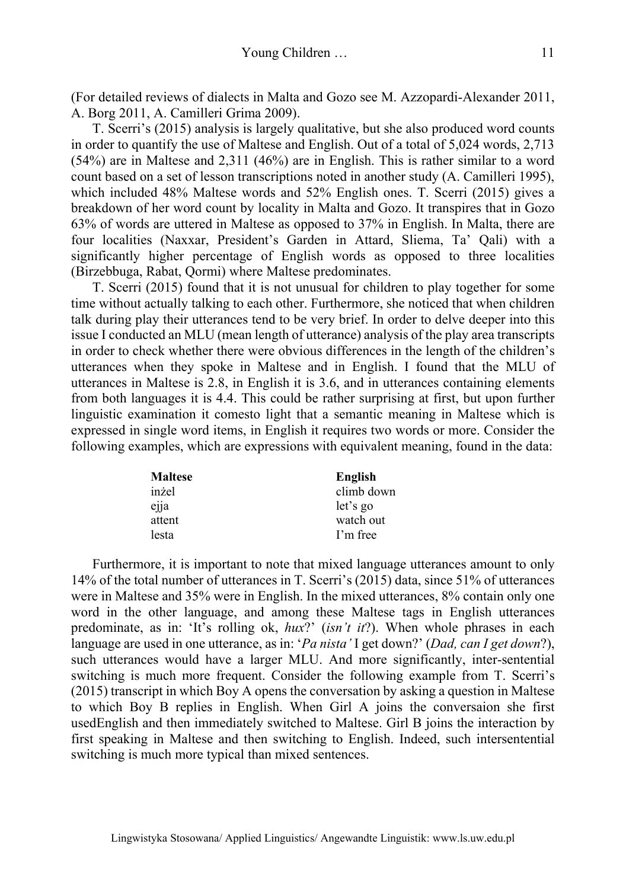(For detailed reviews of dialects in Malta and Gozo see M. Azzopardi-Alexander 2011, A. Borg 2011, A. Camilleri Grima 2009).

T. Scerri's (2015) analysis is largely qualitative, but she also produced word counts in order to quantify the use of Maltese and English. Out of a total of 5,024 words, 2,713 (54%) are in Maltese and 2,311 (46%) are in English. This is rather similar to a word count based on a set of lesson transcriptions noted in another study (A. Camilleri 1995), which included 48% Maltese words and 52% English ones. T. Scerri (2015) gives a breakdown of her word count by locality in Malta and Gozo. It transpires that in Gozo 63% of words are uttered in Maltese as opposed to 37% in English. In Malta, there are four localities (Naxxar, President's Garden in Attard, Sliema, Ta' Qali) with a significantly higher percentage of English words as opposed to three localities (Birzebbuga, Rabat, Qormi) where Maltese predominates.

T. Scerri (2015) found that it is not unusual for children to play together for some time without actually talking to each other. Furthermore, she noticed that when children talk during play their utterances tend to be very brief. In order to delve deeper into this issue I conducted an MLU (mean length of utterance) analysis of the play area transcripts in order to check whether there were obvious differences in the length of the children's utterances when they spoke in Maltese and in English. I found that the MLU of utterances in Maltese is 2.8, in English it is 3.6, and in utterances containing elements from both languages it is 4.4. This could be rather surprising at first, but upon further linguistic examination it comesto light that a semantic meaning in Maltese which is expressed in single word items, in English it requires two words or more. Consider the following examples, which are expressions with equivalent meaning, found in the data:

| **Maltese** | **English** |
|---|---|
| inżel | climb down |
| ejja | let's go |
| attent | watch out |
| lesta | I'm free |

Furthermore, it is important to note that mixed language utterances amount to only 14% of the total number of utterances in T. Scerri's (2015) data, since 51% of utterances were in Maltese and 35% were in English. In the mixed utterances, 8% contain only one word in the other language, and among these Maltese tags in English utterances predominate, as in: 'It's rolling ok, *hux*?' (*isn't it*?). When whole phrases in each language are used in one utterance, as in: '*Pa nista'* I get down?' (*Dad, can I get down*?), such utterances would have a larger MLU. And more significantly, inter-sentential switching is much more frequent. Consider the following example from T. Scerri's (2015) transcript in which Boy A opens the conversation by asking a question in Maltese to which Boy B replies in English. When Girl A joins the conversaion she first usedEnglish and then immediately switched to Maltese. Girl B joins the interaction by first speaking in Maltese and then switching to English. Indeed, such intersentential switching is much more typical than mixed sentences.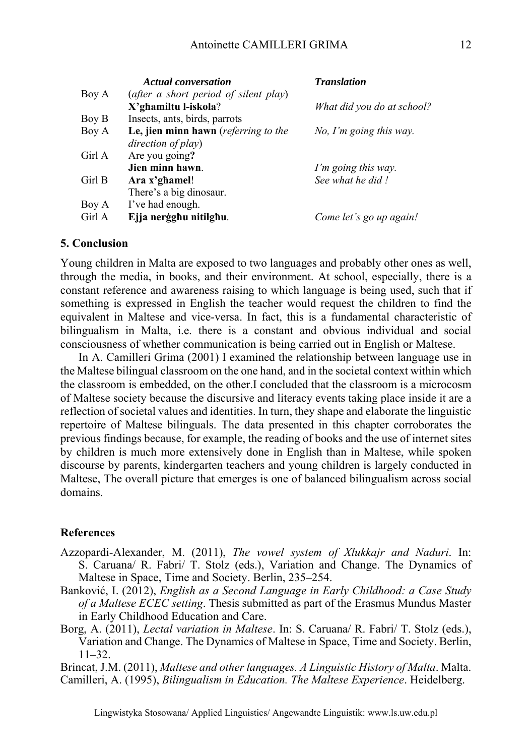| | *Actual conversation* | *Translation* |
|---|---|---|
| Boy A | (*after a short period of silent play*) | |
| | **X'għamiltu l-iskola**? | *What did you do at school?* |
| Boy B | Insects, ants, birds, parrots | |
| Boy A | **Le, jien minn hawn** (*referring to the direction of play*) | *No, I'm going this way.* |
| Girl A | Are you going**?** | |
| | **Jien minn hawn**. | *I'm going this way.* |
| Girl B | **Ara x'għamel**! | *See what he did !* |
| | There's a big dinosaur. | |
| Boy A | I've had enough. | |
| Girl A | **Ejja nerġgħu nitilgħu**. | *Come let's go up again!* |

## 5. Conclusion

Young children in Malta are exposed to two languages and probably other ones as well, through the media, in books, and their environment. At school, especially, there is a constant reference and awareness raising to which language is being used, such that if something is expressed in English the teacher would request the children to find the equivalent in Maltese and vice-versa. In fact, this is a fundamental characteristic of bilingualism in Malta, i.e. there is a constant and obvious individual and social consciousness of whether communication is being carried out in English or Maltese.

In A. Camilleri Grima (2001) I examined the relationship between language use in the Maltese bilingual classroom on the one hand, and in the societal context within which the classroom is embedded, on the other.I concluded that the classroom is a microcosm of Maltese society because the discursive and literacy events taking place inside it are a reflection of societal values and identities. In turn, they shape and elaborate the linguistic repertoire of Maltese bilinguals. The data presented in this chapter corroborates the previous findings because, for example, the reading of books and the use of internet sites by children is much more extensively done in English than in Maltese, while spoken discourse by parents, kindergarten teachers and young children is largely conducted in Maltese, The overall picture that emerges is one of balanced bilingualism across social domains.

## References

Azzopardi-Alexander, M. (2011), *The vowel system of Xlukkajr and Naduri*. In: S. Caruana/ R. Fabri/ T. Stolz (eds.), Variation and Change. The Dynamics of Maltese in Space, Time and Society. Berlin, 235–254.

Banković, I. (2012), *English as a Second Language in Early Childhood: a Case Study of a Maltese ECEC setting*. Thesis submitted as part of the Erasmus Mundus Master in Early Childhood Education and Care.

Borg, A. (2011), *Lectal variation in Maltese*. In: S. Caruana/ R. Fabri/ T. Stolz (eds.), Variation and Change. The Dynamics of Maltese in Space, Time and Society. Berlin, 11–32.

Brincat, J.M. (2011), *Maltese and other languages. A Linguistic History of Malta*. Malta.

Camilleri, A. (1995), *Bilingualism in Education. The Maltese Experience*. Heidelberg.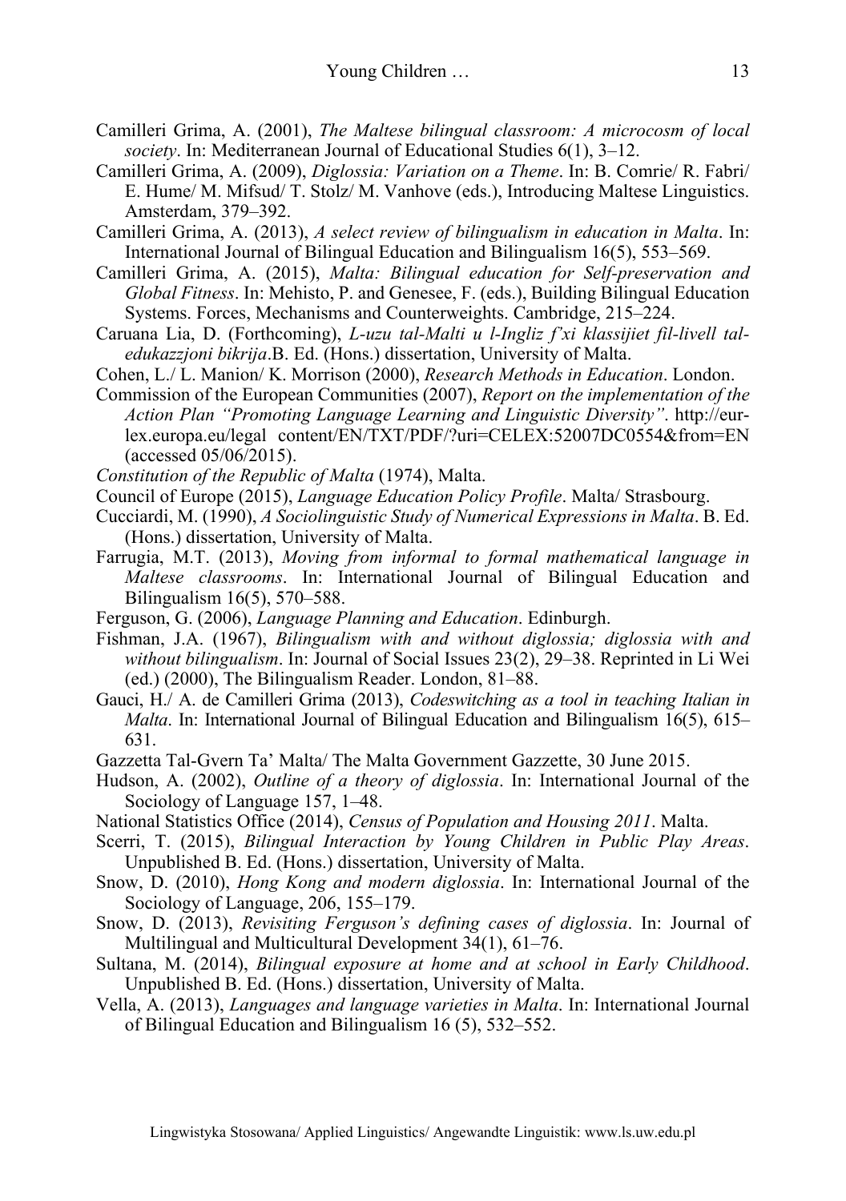Camilleri Grima, A. (2001), *The Maltese bilingual classroom: A microcosm of local society*. In: Mediterranean Journal of Educational Studies 6(1), 3–12.

Camilleri Grima, A. (2009), *Diglossia: Variation on a Theme*. In: B. Comrie/ R. Fabri/ E. Hume/ M. Mifsud/ T. Stolz/ M. Vanhove (eds.), Introducing Maltese Linguistics. Amsterdam, 379–392.

Camilleri Grima, A. (2013), *A select review of bilingualism in education in Malta*. In: International Journal of Bilingual Education and Bilingualism 16(5), 553–569.

Camilleri Grima, A. (2015), *Malta: Bilingual education for Self-preservation and Global Fitness*. In: Mehisto, P. and Genesee, F. (eds.), Building Bilingual Education Systems. Forces, Mechanisms and Counterweights. Cambridge, 215–224.

Caruana Lia, D. (Forthcoming), *L-uzu tal-Malti u l-Ingliz f'xi klassijiet fil-livell tal-edukazzjoni bikrija*.B. Ed. (Hons.) dissertation, University of Malta.

Cohen, L./ L. Manion/ K. Morrison (2000), *Research Methods in Education*. London.

Commission of the European Communities (2007), *Report on the implementation of the Action Plan "Promoting Language Learning and Linguistic Diversity"*. http://eur-lex.europa.eu/legal content/EN/TXT/PDF/?uri=CELEX:52007DC0554&from=EN (accessed 05/06/2015).

*Constitution of the Republic of Malta* (1974), Malta.

Council of Europe (2015), *Language Education Policy Profile*. Malta/ Strasbourg.

Cucciardi, M. (1990), *A Sociolinguistic Study of Numerical Expressions in Malta*. B. Ed. (Hons.) dissertation, University of Malta.

Farrugia, M.T. (2013), *Moving from informal to formal mathematical language in Maltese classrooms*. In: International Journal of Bilingual Education and Bilingualism 16(5), 570–588.

Ferguson, G. (2006), *Language Planning and Education*. Edinburgh.

Fishman, J.A. (1967), *Bilingualism with and without diglossia; diglossia with and without bilingualism*. In: Journal of Social Issues 23(2), 29–38. Reprinted in Li Wei (ed.) (2000), The Bilingualism Reader. London, 81–88.

Gauci, H./ A. de Camilleri Grima (2013), *Codeswitching as a tool in teaching Italian in Malta*. In: International Journal of Bilingual Education and Bilingualism 16(5), 615–631.

Gazzetta Tal-Gvern Ta' Malta/ The Malta Government Gazzette, 30 June 2015.

Hudson, A. (2002), *Outline of a theory of diglossia*. In: International Journal of the Sociology of Language 157, 1–48.

National Statistics Office (2014), *Census of Population and Housing 2011*. Malta.

Scerri, T. (2015), *Bilingual Interaction by Young Children in Public Play Areas*. Unpublished B. Ed. (Hons.) dissertation, University of Malta.

Snow, D. (2010), *Hong Kong and modern diglossia*. In: International Journal of the Sociology of Language, 206, 155–179.

Snow, D. (2013), *Revisiting Ferguson's defining cases of diglossia*. In: Journal of Multilingual and Multicultural Development 34(1), 61–76.

Sultana, M. (2014), *Bilingual exposure at home and at school in Early Childhood*. Unpublished B. Ed. (Hons.) dissertation, University of Malta.

Vella, A. (2013), *Languages and language varieties in Malta*. In: International Journal of Bilingual Education and Bilingualism 16 (5), 532–552.